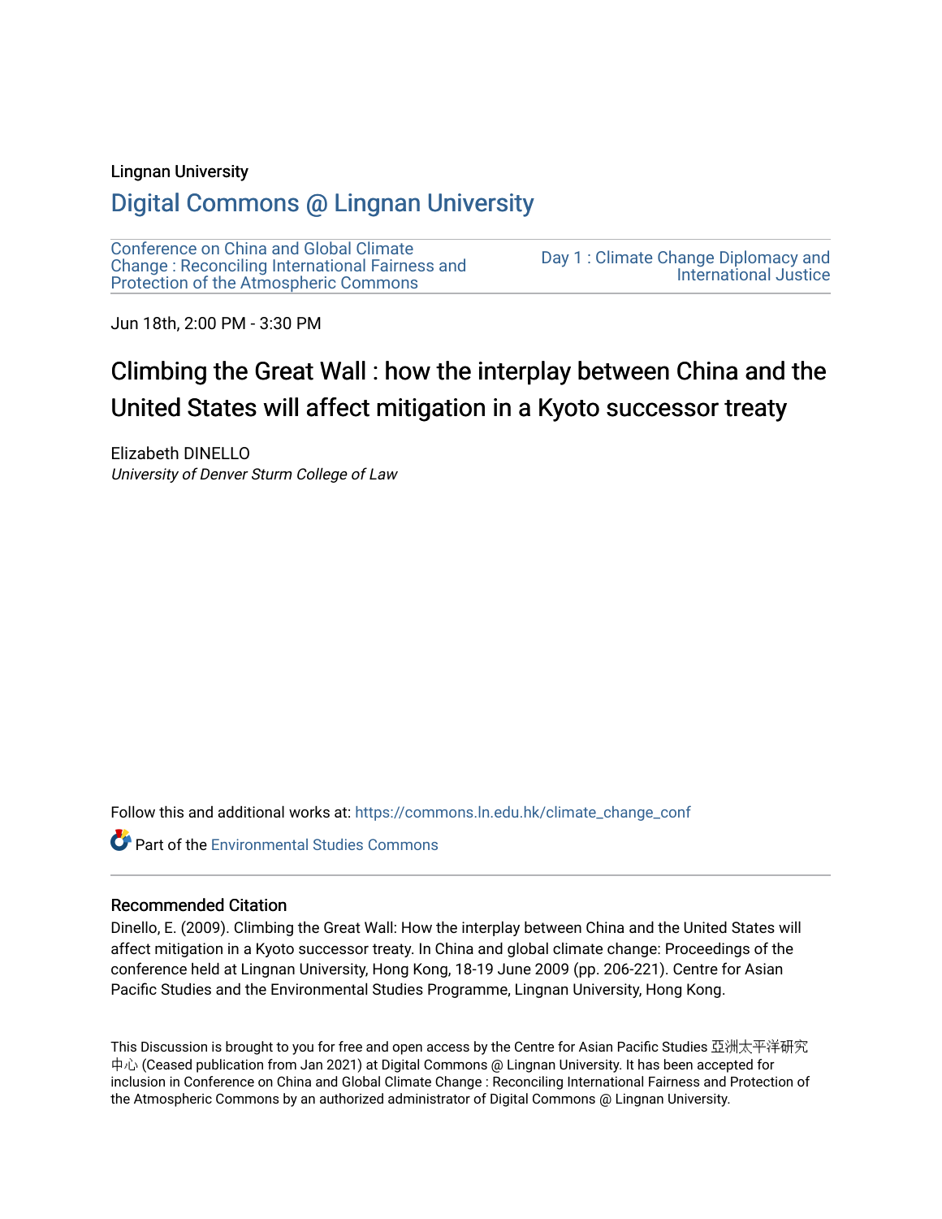Lingnan University

## Digital Commons @ Lingnan University

Conference on China and Global Climate Change : Reconciling International Fairness and Protection of the Atmospheric Commons

Day 1 : Climate Change Diplomacy and International Justice

Jun 18th, 2:00 PM - 3:30 PM

# Climbing the Great Wall : how the interplay between China and the United States will affect mitigation in a Kyoto successor treaty

Elizabeth DINELLO

*University of Denver Sturm College of Law*

Follow this and additional works at: https://commons.ln.edu.hk/climate_change_conf

Part of the Environmental Studies Commons

### Recommended Citation

Dinello, E. (2009). Climbing the Great Wall: How the interplay between China and the United States will affect mitigation in a Kyoto successor treaty. In China and global climate change: Proceedings of the conference held at Lingnan University, Hong Kong, 18-19 June 2009 (pp. 206-221). Centre for Asian Pacific Studies and the Environmental Studies Programme, Lingnan University, Hong Kong.

This Discussion is brought to you for free and open access by the Centre for Asian Pacific Studies 亞洲太平洋研究中心 (Ceased publication from Jan 2021) at Digital Commons @ Lingnan University. It has been accepted for inclusion in Conference on China and Global Climate Change : Reconciling International Fairness and Protection of the Atmospheric Commons by an authorized administrator of Digital Commons @ Lingnan University.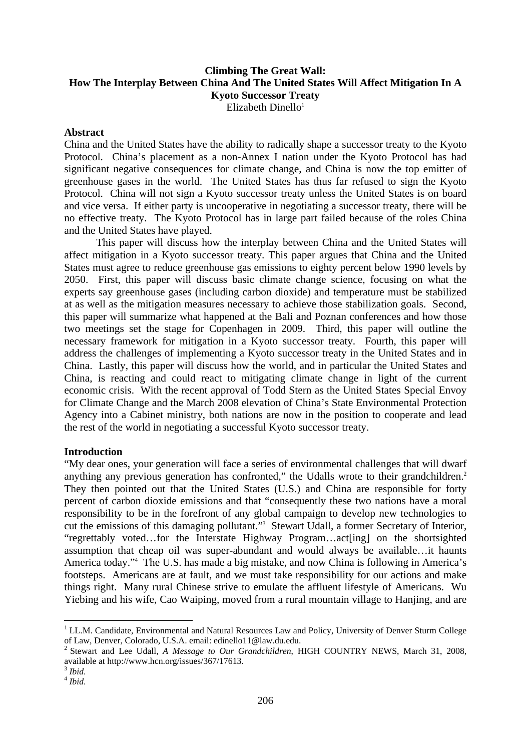**Climbing The Great Wall:**
**How The Interplay Between China And The United States Will Affect Mitigation In A Kyoto Successor Treaty**

Elizabeth Dinello[1]

**Abstract**

China and the United States have the ability to radically shape a successor treaty to the Kyoto Protocol. China's placement as a non-Annex I nation under the Kyoto Protocol has had significant negative consequences for climate change, and China is now the top emitter of greenhouse gases in the world. The United States has thus far refused to sign the Kyoto Protocol. China will not sign a Kyoto successor treaty unless the United States is on board and vice versa. If either party is uncooperative in negotiating a successor treaty, there will be no effective treaty. The Kyoto Protocol has in large part failed because of the roles China and the United States have played.

This paper will discuss how the interplay between China and the United States will affect mitigation in a Kyoto successor treaty. This paper argues that China and the United States must agree to reduce greenhouse gas emissions to eighty percent below 1990 levels by 2050. First, this paper will discuss basic climate change science, focusing on what the experts say greenhouse gases (including carbon dioxide) and temperature must be stabilized at as well as the mitigation measures necessary to achieve those stabilization goals. Second, this paper will summarize what happened at the Bali and Poznan conferences and how those two meetings set the stage for Copenhagen in 2009. Third, this paper will outline the necessary framework for mitigation in a Kyoto successor treaty. Fourth, this paper will address the challenges of implementing a Kyoto successor treaty in the United States and in China. Lastly, this paper will discuss how the world, and in particular the United States and China, is reacting and could react to mitigating climate change in light of the current economic crisis. With the recent approval of Todd Stern as the United States Special Envoy for Climate Change and the March 2008 elevation of China's State Environmental Protection Agency into a Cabinet ministry, both nations are now in the position to cooperate and lead the rest of the world in negotiating a successful Kyoto successor treaty.

**Introduction**

"My dear ones, your generation will face a series of environmental challenges that will dwarf anything any previous generation has confronted," the Udalls wrote to their grandchildren.[2] They then pointed out that the United States (U.S.) and China are responsible for forty percent of carbon dioxide emissions and that "consequently these two nations have a moral responsibility to be in the forefront of any global campaign to develop new technologies to cut the emissions of this damaging pollutant."[3] Stewart Udall, a former Secretary of Interior, "regrettably voted…for the Interstate Highway Program…act[ing] on the shortsighted assumption that cheap oil was super-abundant and would always be available…it haunts America today."[4] The U.S. has made a big mistake, and now China is following in America's footsteps. Americans are at fault, and we must take responsibility for our actions and make things right. Many rural Chinese strive to emulate the affluent lifestyle of Americans. Wu Yiebing and his wife, Cao Waiping, moved from a rural mountain village to Hanjing, and are

---

[1] LL.M. Candidate, Environmental and Natural Resources Law and Policy, University of Denver Sturm College of Law, Denver, Colorado, U.S.A. email: edinello11@law.du.edu.

[2] Stewart and Lee Udall, *A Message to Our Grandchildren*, HIGH COUNTRY NEWS, March 31, 2008, available at http://www.hcn.org/issues/367/17613.

[3] *Ibid.*

[4] *Ibid.*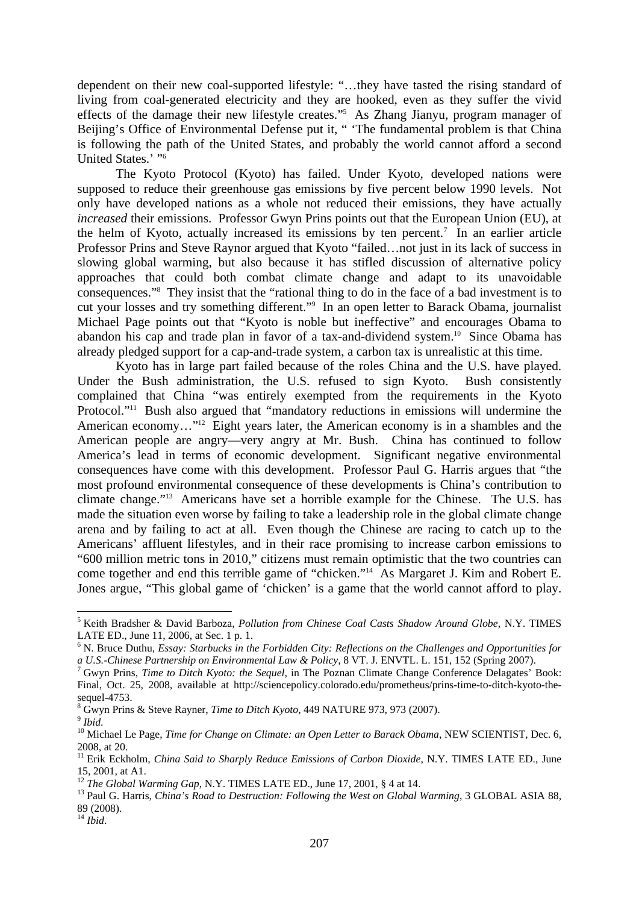dependent on their new coal-supported lifestyle: "…they have tasted the rising standard of living from coal-generated electricity and they are hooked, even as they suffer the vivid effects of the damage their new lifestyle creates."[5] As Zhang Jianyu, program manager of Beijing's Office of Environmental Defense put it, " 'The fundamental problem is that China is following the path of the United States, and probably the world cannot afford a second United States.' "[6]

The Kyoto Protocol (Kyoto) has failed. Under Kyoto, developed nations were supposed to reduce their greenhouse gas emissions by five percent below 1990 levels. Not only have developed nations as a whole not reduced their emissions, they have actually *increased* their emissions. Professor Gwyn Prins points out that the European Union (EU), at the helm of Kyoto, actually increased its emissions by ten percent.[7] In an earlier article Professor Prins and Steve Raynor argued that Kyoto "failed…not just in its lack of success in slowing global warming, but also because it has stifled discussion of alternative policy approaches that could both combat climate change and adapt to its unavoidable consequences."[8] They insist that the "rational thing to do in the face of a bad investment is to cut your losses and try something different."[9] In an open letter to Barack Obama, journalist Michael Page points out that "Kyoto is noble but ineffective" and encourages Obama to abandon his cap and trade plan in favor of a tax-and-dividend system.[10] Since Obama has already pledged support for a cap-and-trade system, a carbon tax is unrealistic at this time.

Kyoto has in large part failed because of the roles China and the U.S. have played. Under the Bush administration, the U.S. refused to sign Kyoto. Bush consistently complained that China "was entirely exempted from the requirements in the Kyoto Protocol."[11] Bush also argued that "mandatory reductions in emissions will undermine the American economy…"[12] Eight years later, the American economy is in a shambles and the American people are angry—very angry at Mr. Bush. China has continued to follow America's lead in terms of economic development. Significant negative environmental consequences have come with this development. Professor Paul G. Harris argues that "the most profound environmental consequence of these developments is China's contribution to climate change."[13] Americans have set a horrible example for the Chinese. The U.S. has made the situation even worse by failing to take a leadership role in the global climate change arena and by failing to act at all. Even though the Chinese are racing to catch up to the Americans' affluent lifestyles, and in their race promising to increase carbon emissions to "600 million metric tons in 2010," citizens must remain optimistic that the two countries can come together and end this terrible game of "chicken."[14] As Margaret J. Kim and Robert E. Jones argue, "This global game of 'chicken' is a game that the world cannot afford to play.

---

[5] Keith Bradsher & David Barboza, *Pollution from Chinese Coal Casts Shadow Around Globe*, N.Y. TIMES LATE ED., June 11, 2006, at Sec. 1 p. 1.

[6] N. Bruce Duthu, *Essay: Starbucks in the Forbidden City: Reflections on the Challenges and Opportunities for a U.S.-Chinese Partnership on Environmental Law & Policy*, 8 VT. J. ENVTL. L. 151, 152 (Spring 2007).

[7] Gwyn Prins, *Time to Ditch Kyoto: the Sequel*, in The Poznan Climate Change Conference Delagates' Book: Final, Oct. 25, 2008, available at http://sciencepolicy.colorado.edu/prometheus/prins-time-to-ditch-kyoto-the-sequel-4753.

[8] Gwyn Prins & Steve Rayner, *Time to Ditch Kyoto*, 449 NATURE 973, 973 (2007).

[9] *Ibid.*

[10] Michael Le Page, *Time for Change on Climate: an Open Letter to Barack Obama*, NEW SCIENTIST, Dec. 6, 2008, at 20.

[11] Erik Eckholm, *China Said to Sharply Reduce Emissions of Carbon Dioxide*, N.Y. TIMES LATE ED., June 15, 2001, at A1.

[12] *The Global Warming Gap*, N.Y. TIMES LATE ED., June 17, 2001, § 4 at 14.

[13] Paul G. Harris, *China's Road to Destruction: Following the West on Global Warming*, 3 GLOBAL ASIA 88, 89 (2008).

[14] *Ibid*.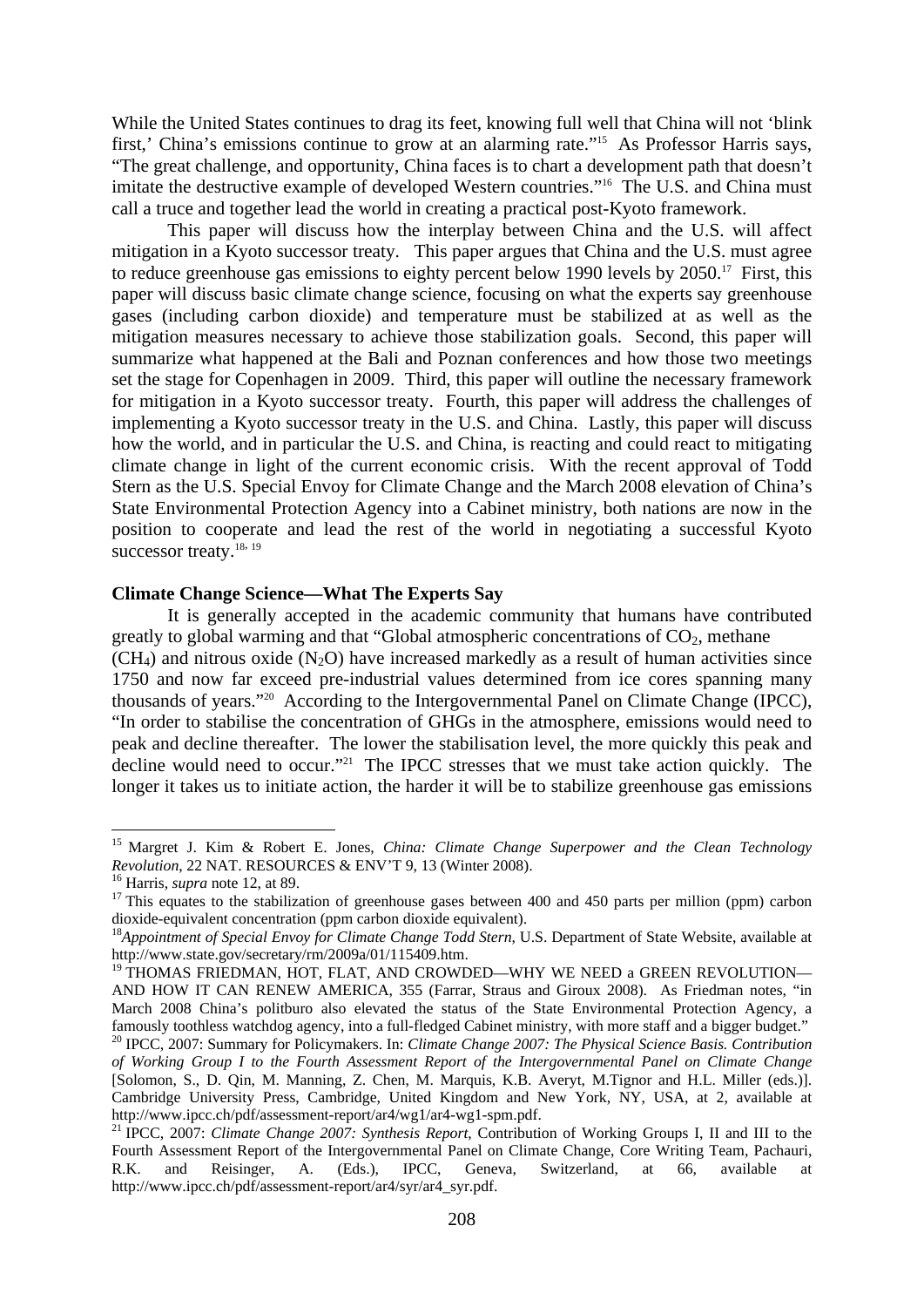While the United States continues to drag its feet, knowing full well that China will not 'blink first,' China's emissions continue to grow at an alarming rate."[15] As Professor Harris says, "The great challenge, and opportunity, China faces is to chart a development path that doesn't imitate the destructive example of developed Western countries."[16] The U.S. and China must call a truce and together lead the world in creating a practical post-Kyoto framework.

This paper will discuss how the interplay between China and the U.S. will affect mitigation in a Kyoto successor treaty. This paper argues that China and the U.S. must agree to reduce greenhouse gas emissions to eighty percent below 1990 levels by 2050.[17] First, this paper will discuss basic climate change science, focusing on what the experts say greenhouse gases (including carbon dioxide) and temperature must be stabilized at as well as the mitigation measures necessary to achieve those stabilization goals. Second, this paper will summarize what happened at the Bali and Poznan conferences and how those two meetings set the stage for Copenhagen in 2009. Third, this paper will outline the necessary framework for mitigation in a Kyoto successor treaty. Fourth, this paper will address the challenges of implementing a Kyoto successor treaty in the U.S. and China. Lastly, this paper will discuss how the world, and in particular the U.S. and China, is reacting and could react to mitigating climate change in light of the current economic crisis. With the recent approval of Todd Stern as the U.S. Special Envoy for Climate Change and the March 2008 elevation of China's State Environmental Protection Agency into a Cabinet ministry, both nations are now in the position to cooperate and lead the rest of the world in negotiating a successful Kyoto successor treaty.[18, 19]

**Climate Change Science—What The Experts Say**

It is generally accepted in the academic community that humans have contributed greatly to global warming and that "Global atmospheric concentrations of $CO_2$, methane ($CH_4$) and nitrous oxide ($N_2O$) have increased markedly as a result of human activities since 1750 and now far exceed pre-industrial values determined from ice cores spanning many thousands of years."[20] According to the Intergovernmental Panel on Climate Change (IPCC), "In order to stabilise the concentration of GHGs in the atmosphere, emissions would need to peak and decline thereafter. The lower the stabilisation level, the more quickly this peak and decline would need to occur."[21] The IPCC stresses that we must take action quickly. The longer it takes us to initiate action, the harder it will be to stabilize greenhouse gas emissions

---

[15] Margret J. Kim & Robert E. Jones, *China: Climate Change Superpower and the Clean Technology Revolution*, 22 NAT. RESOURCES & ENV'T 9, 13 (Winter 2008).

[16] Harris, *supra* note 12, at 89.

[17] This equates to the stabilization of greenhouse gases between 400 and 450 parts per million (ppm) carbon dioxide-equivalent concentration (ppm carbon dioxide equivalent).

[18] *Appointment of Special Envoy for Climate Change Todd Stern*, U.S. Department of State Website, available at http://www.state.gov/secretary/rm/2009a/01/115409.htm.

[19] THOMAS FRIEDMAN, HOT, FLAT, AND CROWDED—WHY WE NEED a GREEN REVOLUTION—AND HOW IT CAN RENEW AMERICA, 355 (Farrar, Straus and Giroux 2008). As Friedman notes, "in March 2008 China's politburo also elevated the status of the State Environmental Protection Agency, a famously toothless watchdog agency, into a full-fledged Cabinet ministry, with more staff and a bigger budget."

[20] IPCC, 2007: Summary for Policymakers. In: *Climate Change 2007: The Physical Science Basis. Contribution of Working Group I to the Fourth Assessment Report of the Intergovernmental Panel on Climate Change* [Solomon, S., D. Qin, M. Manning, Z. Chen, M. Marquis, K.B. Averyt, M.Tignor and H.L. Miller (eds.)]. Cambridge University Press, Cambridge, United Kingdom and New York, NY, USA, at 2, available at http://www.ipcc.ch/pdf/assessment-report/ar4/wg1/ar4-wg1-spm.pdf.

[21] IPCC, 2007: *Climate Change 2007: Synthesis Report*, Contribution of Working Groups I, II and III to the Fourth Assessment Report of the Intergovernmental Panel on Climate Change, Core Writing Team, Pachauri, R.K. and Reisinger, A. (Eds.), IPCC, Geneva, Switzerland, at 66, available at http://www.ipcc.ch/pdf/assessment-report/ar4/syr/ar4_syr.pdf.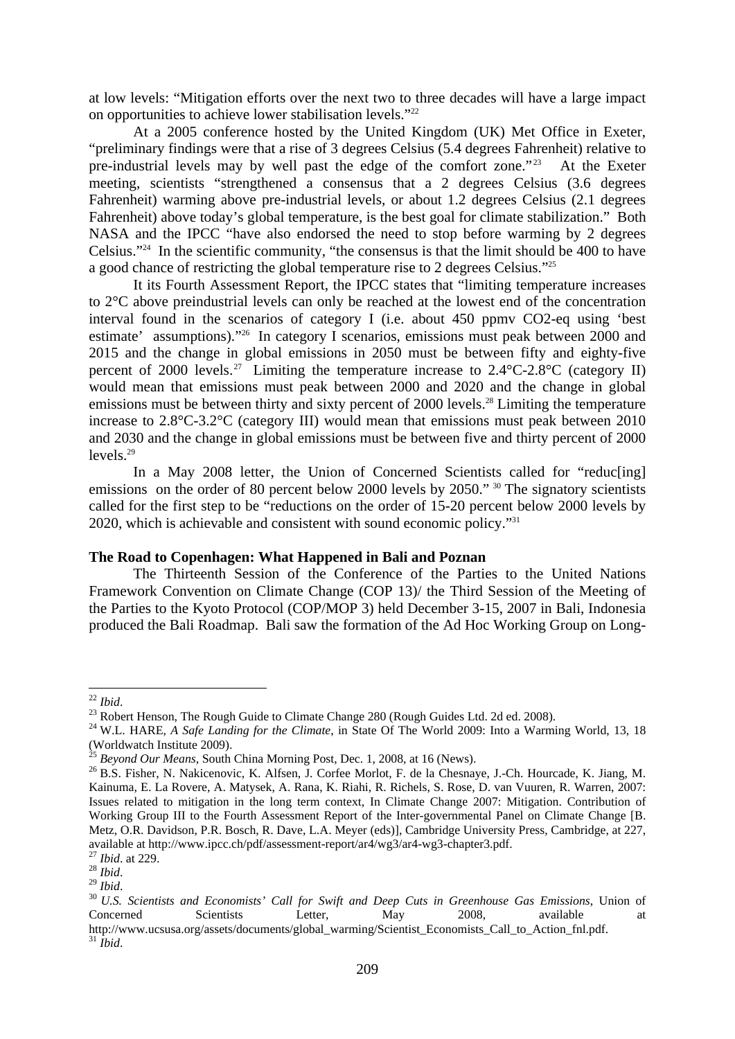at low levels: "Mitigation efforts over the next two to three decades will have a large impact on opportunities to achieve lower stabilisation levels."[22]

At a 2005 conference hosted by the United Kingdom (UK) Met Office in Exeter, "preliminary findings were that a rise of 3 degrees Celsius (5.4 degrees Fahrenheit) relative to pre-industrial levels may by well past the edge of the comfort zone."[23] At the Exeter meeting, scientists "strengthened a consensus that a 2 degrees Celsius (3.6 degrees Fahrenheit) warming above pre-industrial levels, or about 1.2 degrees Celsius (2.1 degrees Fahrenheit) above today's global temperature, is the best goal for climate stabilization." Both NASA and the IPCC "have also endorsed the need to stop before warming by 2 degrees Celsius."[24] In the scientific community, "the consensus is that the limit should be 400 to have a good chance of restricting the global temperature rise to 2 degrees Celsius."[25]

It its Fourth Assessment Report, the IPCC states that "limiting temperature increases to 2°C above preindustrial levels can only be reached at the lowest end of the concentration interval found in the scenarios of category I (i.e. about 450 ppmv CO2-eq using 'best estimate' assumptions)."[26] In category I scenarios, emissions must peak between 2000 and 2015 and the change in global emissions in 2050 must be between fifty and eighty-five percent of 2000 levels.[27] Limiting the temperature increase to 2.4°C-2.8°C (category II) would mean that emissions must peak between 2000 and 2020 and the change in global emissions must be between thirty and sixty percent of 2000 levels.[28] Limiting the temperature increase to 2.8°C-3.2°C (category III) would mean that emissions must peak between 2010 and 2030 and the change in global emissions must be between five and thirty percent of 2000 levels.[29]

In a May 2008 letter, the Union of Concerned Scientists called for "reduc[ing] emissions on the order of 80 percent below 2000 levels by 2050." [30] The signatory scientists called for the first step to be "reductions on the order of 15-20 percent below 2000 levels by 2020, which is achievable and consistent with sound economic policy."[31]

**The Road to Copenhagen: What Happened in Bali and Poznan**

The Thirteenth Session of the Conference of the Parties to the United Nations Framework Convention on Climate Change (COP 13)/ the Third Session of the Meeting of the Parties to the Kyoto Protocol (COP/MOP 3) held December 3-15, 2007 in Bali, Indonesia produced the Bali Roadmap. Bali saw the formation of the Ad Hoc Working Group on Long-

---

[22] *Ibid*.

[23] Robert Henson, The Rough Guide to Climate Change 280 (Rough Guides Ltd. 2d ed. 2008).

[24] W.L. HARE, *A Safe Landing for the Climate*, in State Of The World 2009: Into a Warming World, 13, 18 (Worldwatch Institute 2009).

[25] *Beyond Our Means*, South China Morning Post, Dec. 1, 2008, at 16 (News).

[26] B.S. Fisher, N. Nakicenovic, K. Alfsen, J. Corfee Morlot, F. de la Chesnaye, J.-Ch. Hourcade, K. Jiang, M. Kainuma, E. La Rovere, A. Matysek, A. Rana, K. Riahi, R. Richels, S. Rose, D. van Vuuren, R. Warren, 2007: Issues related to mitigation in the long term context, In Climate Change 2007: Mitigation. Contribution of Working Group III to the Fourth Assessment Report of the Inter-governmental Panel on Climate Change [B. Metz, O.R. Davidson, P.R. Bosch, R. Dave, L.A. Meyer (eds)], Cambridge University Press, Cambridge, at 227, available at http://www.ipcc.ch/pdf/assessment-report/ar4/wg3/ar4-wg3-chapter3.pdf.

[27] *Ibid*. at 229.

[28] *Ibid*.

[29] *Ibid*.

[30] *U.S. Scientists and Economists' Call for Swift and Deep Cuts in Greenhouse Gas Emissions*, Union of Concerned Scientists Letter, May 2008, available at http://www.ucsusa.org/assets/documents/global_warming/Scientist_Economists_Call_to_Action_fnl.pdf.

[31] *Ibid*.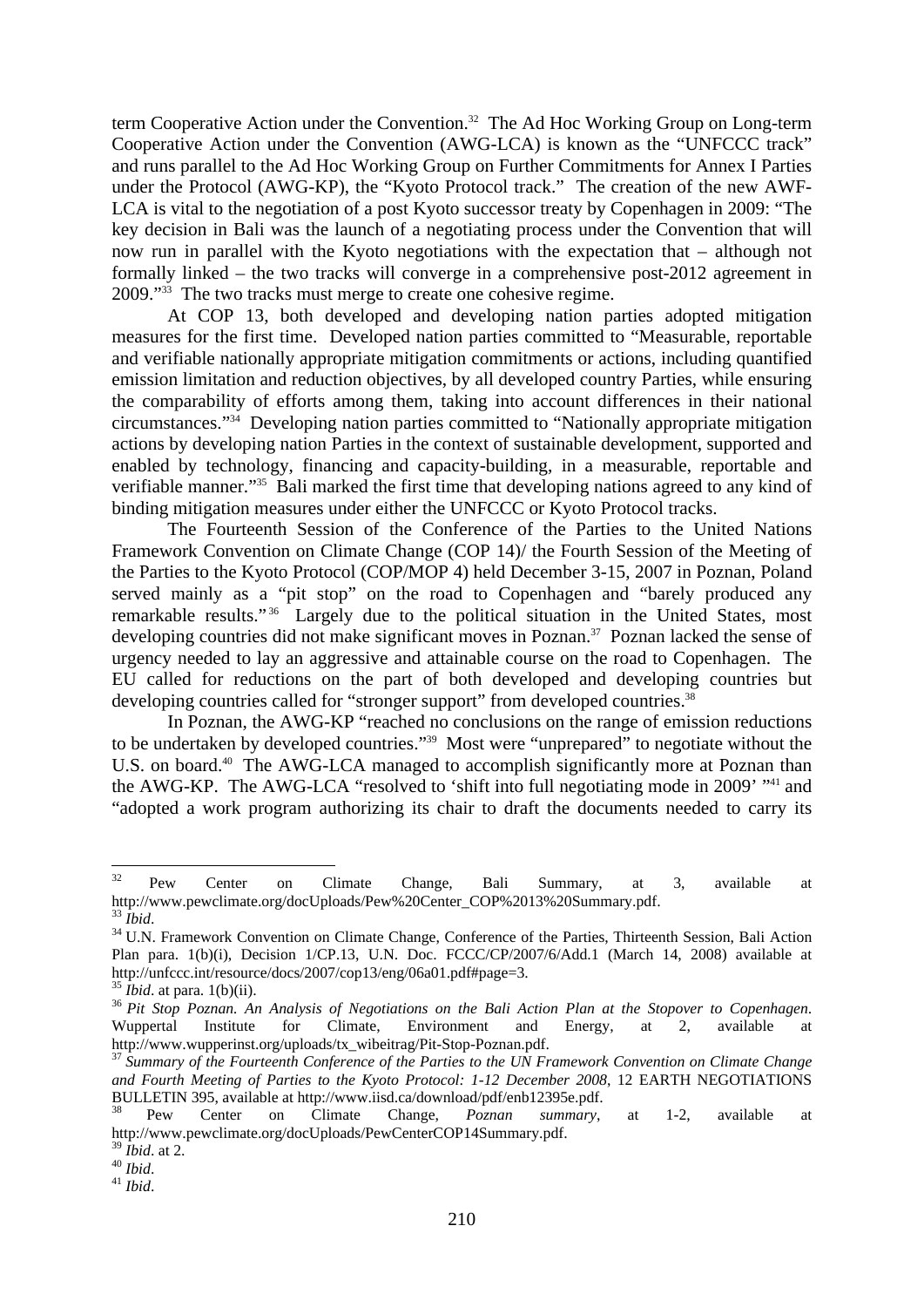term Cooperative Action under the Convention.[32] The Ad Hoc Working Group on Long-term Cooperative Action under the Convention (AWG-LCA) is known as the "UNFCCC track" and runs parallel to the Ad Hoc Working Group on Further Commitments for Annex I Parties under the Protocol (AWG-KP), the "Kyoto Protocol track." The creation of the new AWF-LCA is vital to the negotiation of a post Kyoto successor treaty by Copenhagen in 2009: "The key decision in Bali was the launch of a negotiating process under the Convention that will now run in parallel with the Kyoto negotiations with the expectation that – although not formally linked – the two tracks will converge in a comprehensive post-2012 agreement in 2009."[33] The two tracks must merge to create one cohesive regime.

At COP 13, both developed and developing nation parties adopted mitigation measures for the first time. Developed nation parties committed to "Measurable, reportable and verifiable nationally appropriate mitigation commitments or actions, including quantified emission limitation and reduction objectives, by all developed country Parties, while ensuring the comparability of efforts among them, taking into account differences in their national circumstances."[34] Developing nation parties committed to "Nationally appropriate mitigation actions by developing nation Parties in the context of sustainable development, supported and enabled by technology, financing and capacity-building, in a measurable, reportable and verifiable manner."[35] Bali marked the first time that developing nations agreed to any kind of binding mitigation measures under either the UNFCCC or Kyoto Protocol tracks.

The Fourteenth Session of the Conference of the Parties to the United Nations Framework Convention on Climate Change (COP 14)/ the Fourth Session of the Meeting of the Parties to the Kyoto Protocol (COP/MOP 4) held December 3-15, 2007 in Poznan, Poland served mainly as a "pit stop" on the road to Copenhagen and "barely produced any remarkable results."[36] Largely due to the political situation in the United States, most developing countries did not make significant moves in Poznan.[37] Poznan lacked the sense of urgency needed to lay an aggressive and attainable course on the road to Copenhagen. The EU called for reductions on the part of both developed and developing countries but developing countries called for "stronger support" from developed countries.[38]

In Poznan, the AWG-KP "reached no conclusions on the range of emission reductions to be undertaken by developed countries."[39] Most were "unprepared" to negotiate without the U.S. on board.[40] The AWG-LCA managed to accomplish significantly more at Poznan than the AWG-KP. The AWG-LCA "resolved to 'shift into full negotiating mode in 2009' "[41] and "adopted a work program authorizing its chair to draft the documents needed to carry its

---

[32] Pew Center on Climate Change, Bali Summary, at 3, available at http://www.pewclimate.org/docUploads/Pew%20Center_COP%2013%20Summary.pdf.

[33] *Ibid*.

[34] U.N. Framework Convention on Climate Change, Conference of the Parties, Thirteenth Session, Bali Action Plan para. 1(b)(i), Decision 1/CP.13, U.N. Doc. FCCC/CP/2007/6/Add.1 (March 14, 2008) available at http://unfccc.int/resource/docs/2007/cop13/eng/06a01.pdf#page=3.

[35] *Ibid*. at para. 1(b)(ii).

[36] *Pit Stop Poznan. An Analysis of Negotiations on the Bali Action Plan at the Stopover to Copenhagen*. Wuppertal Institute for Climate, Environment and Energy, at 2, available at http://www.wupperinst.org/uploads/tx_wibeitrag/Pit-Stop-Poznan.pdf.

[37] *Summary of the Fourteenth Conference of the Parties to the UN Framework Convention on Climate Change and Fourth Meeting of Parties to the Kyoto Protocol: 1-12 December 2008*, 12 EARTH NEGOTIATIONS BULLETIN 395, available at http://www.iisd.ca/download/pdf/enb12395e.pdf.

[38] Pew Center on Climate Change, *Poznan summary*, at 1-2, available at http://www.pewclimate.org/docUploads/PewCenterCOP14Summary.pdf.

[39] *Ibid*. at 2.

[40] *Ibid*.

[41] *Ibid*.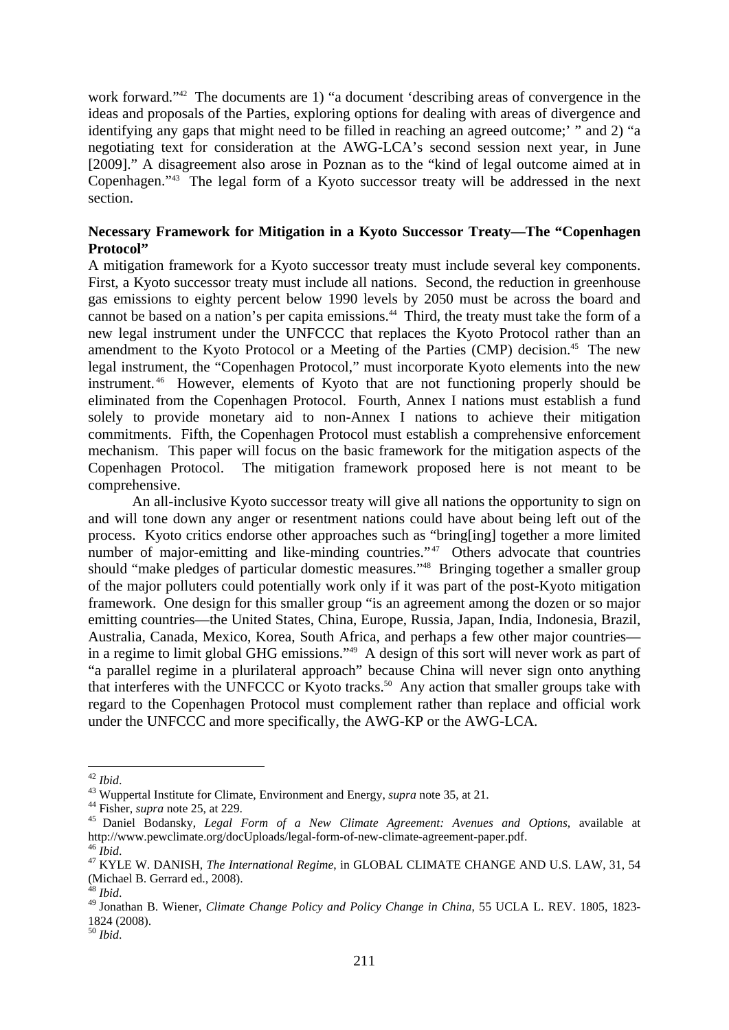work forward."[42] The documents are 1) "a document 'describing areas of convergence in the ideas and proposals of the Parties, exploring options for dealing with areas of divergence and identifying any gaps that might need to be filled in reaching an agreed outcome;' " and 2) "a negotiating text for consideration at the AWG-LCA's second session next year, in June [2009]." A disagreement also arose in Poznan as to the "kind of legal outcome aimed at in Copenhagen."[43] The legal form of a Kyoto successor treaty will be addressed in the next section.

**Necessary Framework for Mitigation in a Kyoto Successor Treaty—The "Copenhagen Protocol"**

A mitigation framework for a Kyoto successor treaty must include several key components. First, a Kyoto successor treaty must include all nations. Second, the reduction in greenhouse gas emissions to eighty percent below 1990 levels by 2050 must be across the board and cannot be based on a nation's per capita emissions.[44] Third, the treaty must take the form of a new legal instrument under the UNFCCC that replaces the Kyoto Protocol rather than an amendment to the Kyoto Protocol or a Meeting of the Parties (CMP) decision.[45] The new legal instrument, the "Copenhagen Protocol," must incorporate Kyoto elements into the new instrument.[46] However, elements of Kyoto that are not functioning properly should be eliminated from the Copenhagen Protocol. Fourth, Annex I nations must establish a fund solely to provide monetary aid to non-Annex I nations to achieve their mitigation commitments. Fifth, the Copenhagen Protocol must establish a comprehensive enforcement mechanism. This paper will focus on the basic framework for the mitigation aspects of the Copenhagen Protocol. The mitigation framework proposed here is not meant to be comprehensive.

An all-inclusive Kyoto successor treaty will give all nations the opportunity to sign on and will tone down any anger or resentment nations could have about being left out of the process. Kyoto critics endorse other approaches such as "bring[ing] together a more limited number of major-emitting and like-minding countries."[47] Others advocate that countries should "make pledges of particular domestic measures."[48] Bringing together a smaller group of the major polluters could potentially work only if it was part of the post-Kyoto mitigation framework. One design for this smaller group "is an agreement among the dozen or so major emitting countries—the United States, China, Europe, Russia, Japan, India, Indonesia, Brazil, Australia, Canada, Mexico, Korea, South Africa, and perhaps a few other major countries—in a regime to limit global GHG emissions."[49] A design of this sort will never work as part of "a parallel regime in a plurilateral approach" because China will never sign onto anything that interferes with the UNFCCC or Kyoto tracks.[50] Any action that smaller groups take with regard to the Copenhagen Protocol must complement rather than replace and official work under the UNFCCC and more specifically, the AWG-KP or the AWG-LCA.

---

[42] *Ibid*.

[43] Wuppertal Institute for Climate, Environment and Energy, *supra* note 35, at 21.

[44] Fisher, *supra* note 25, at 229.

[45] Daniel Bodansky, *Legal Form of a New Climate Agreement: Avenues and Options*, available at http://www.pewclimate.org/docUploads/legal-form-of-new-climate-agreement-paper.pdf.

[46] *Ibid*.

[47] KYLE W. DANISH, *The International Regime*, in GLOBAL CLIMATE CHANGE AND U.S. LAW, 31, 54 (Michael B. Gerrard ed., 2008).

[48] *Ibid*.

[49] Jonathan B. Wiener, *Climate Change Policy and Policy Change in China*, 55 UCLA L. REV. 1805, 1823-1824 (2008).

[50] *Ibid*.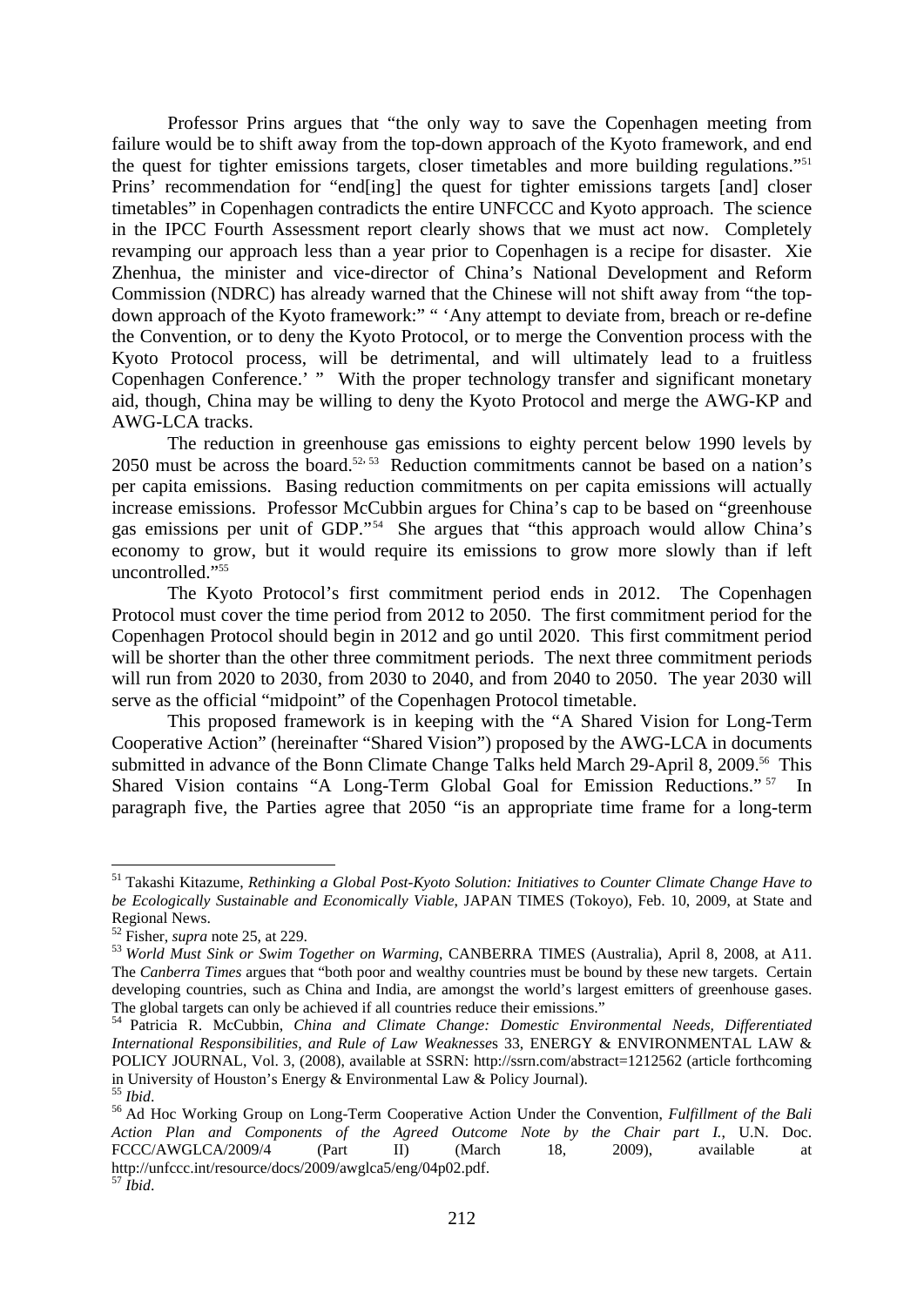Professor Prins argues that "the only way to save the Copenhagen meeting from failure would be to shift away from the top-down approach of the Kyoto framework, and end the quest for tighter emissions targets, closer timetables and more building regulations."[51] Prins' recommendation for "end[ing] the quest for tighter emissions targets [and] closer timetables" in Copenhagen contradicts the entire UNFCCC and Kyoto approach. The science in the IPCC Fourth Assessment report clearly shows that we must act now. Completely revamping our approach less than a year prior to Copenhagen is a recipe for disaster. Xie Zhenhua, the minister and vice-director of China's National Development and Reform Commission (NDRC) has already warned that the Chinese will not shift away from "the top-down approach of the Kyoto framework:" " 'Any attempt to deviate from, breach or re-define the Convention, or to deny the Kyoto Protocol, or to merge the Convention process with the Kyoto Protocol process, will be detrimental, and will ultimately lead to a fruitless Copenhagen Conference.' " With the proper technology transfer and significant monetary aid, though, China may be willing to deny the Kyoto Protocol and merge the AWG-KP and AWG-LCA tracks.

The reduction in greenhouse gas emissions to eighty percent below 1990 levels by 2050 must be across the board.[52, 53] Reduction commitments cannot be based on a nation's per capita emissions. Basing reduction commitments on per capita emissions will actually increase emissions. Professor McCubbin argues for China's cap to be based on "greenhouse gas emissions per unit of GDP."[54] She argues that "this approach would allow China's economy to grow, but it would require its emissions to grow more slowly than if left uncontrolled."[55]

The Kyoto Protocol's first commitment period ends in 2012. The Copenhagen Protocol must cover the time period from 2012 to 2050. The first commitment period for the Copenhagen Protocol should begin in 2012 and go until 2020. This first commitment period will be shorter than the other three commitment periods. The next three commitment periods will run from 2020 to 2030, from 2030 to 2040, and from 2040 to 2050. The year 2030 will serve as the official "midpoint" of the Copenhagen Protocol timetable.

This proposed framework is in keeping with the "A Shared Vision for Long-Term Cooperative Action" (hereinafter "Shared Vision") proposed by the AWG-LCA in documents submitted in advance of the Bonn Climate Change Talks held March 29-April 8, 2009.[56] This Shared Vision contains "A Long-Term Global Goal for Emission Reductions."[57] In paragraph five, the Parties agree that 2050 "is an appropriate time frame for a long-term

---

[51] Takashi Kitazume, *Rethinking a Global Post-Kyoto Solution: Initiatives to Counter Climate Change Have to be Ecologically Sustainable and Economically Viable*, JAPAN TIMES (Tokoyo), Feb. 10, 2009, at State and Regional News.

[52] Fisher, *supra* note 25, at 229.

[53] *World Must Sink or Swim Together on Warming*, CANBERRA TIMES (Australia), April 8, 2008, at A11. The *Canberra Times* argues that "both poor and wealthy countries must be bound by these new targets. Certain developing countries, such as China and India, are amongst the world's largest emitters of greenhouse gases. The global targets can only be achieved if all countries reduce their emissions."

[54] Patricia R. McCubbin, *China and Climate Change: Domestic Environmental Needs, Differentiated International Responsibilities, and Rule of Law Weaknesses* 33, ENERGY & ENVIRONMENTAL LAW & POLICY JOURNAL, Vol. 3, (2008), available at SSRN: http://ssrn.com/abstract=1212562 (article forthcoming in University of Houston's Energy & Environmental Law & Policy Journal).

[55] *Ibid*.

[56] Ad Hoc Working Group on Long-Term Cooperative Action Under the Convention, *Fulfillment of the Bali Action Plan and Components of the Agreed Outcome Note by the Chair part I.*, U.N. Doc. FCCC/AWGLCA/2009/4 (Part II) (March 18, 2009), available at http://unfccc.int/resource/docs/2009/awglca5/eng/04p02.pdf.

[57] *Ibid*.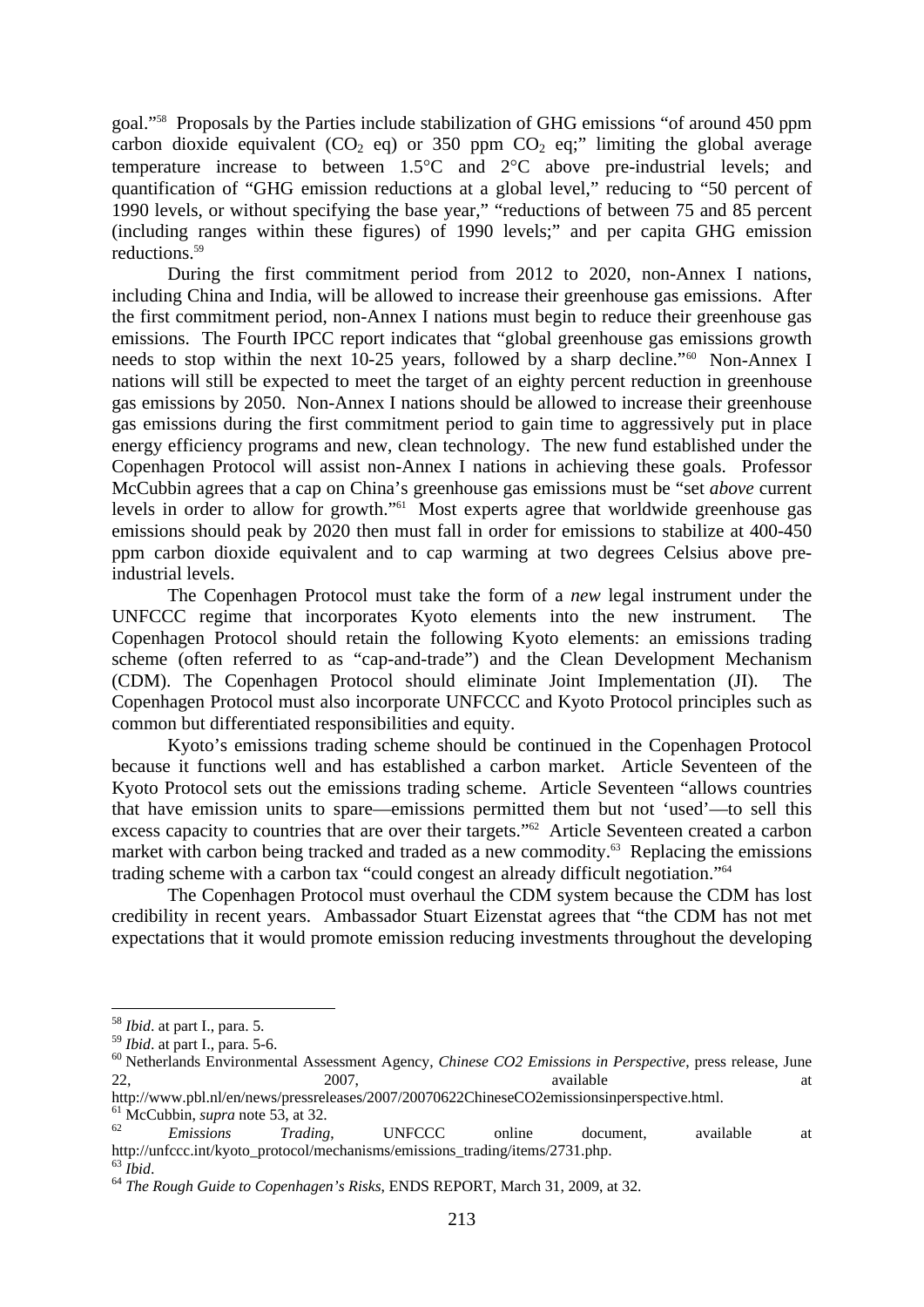goal."[58] Proposals by the Parties include stabilization of GHG emissions "of around 450 ppm carbon dioxide equivalent ($CO_2$ eq) or 350 ppm $CO_2$ eq;" limiting the global average temperature increase to between 1.5°C and 2°C above pre-industrial levels; and quantification of "GHG emission reductions at a global level," reducing to "50 percent of 1990 levels, or without specifying the base year," "reductions of between 75 and 85 percent (including ranges within these figures) of 1990 levels;" and per capita GHG emission reductions.[59]

During the first commitment period from 2012 to 2020, non-Annex I nations, including China and India, will be allowed to increase their greenhouse gas emissions. After the first commitment period, non-Annex I nations must begin to reduce their greenhouse gas emissions. The Fourth IPCC report indicates that "global greenhouse gas emissions growth needs to stop within the next 10-25 years, followed by a sharp decline."[60] Non-Annex I nations will still be expected to meet the target of an eighty percent reduction in greenhouse gas emissions by 2050. Non-Annex I nations should be allowed to increase their greenhouse gas emissions during the first commitment period to gain time to aggressively put in place energy efficiency programs and new, clean technology. The new fund established under the Copenhagen Protocol will assist non-Annex I nations in achieving these goals. Professor McCubbin agrees that a cap on China's greenhouse gas emissions must be "set *above* current levels in order to allow for growth."[61] Most experts agree that worldwide greenhouse gas emissions should peak by 2020 then must fall in order for emissions to stabilize at 400-450 ppm carbon dioxide equivalent and to cap warming at two degrees Celsius above pre-industrial levels.

The Copenhagen Protocol must take the form of a *new* legal instrument under the UNFCCC regime that incorporates Kyoto elements into the new instrument. The Copenhagen Protocol should retain the following Kyoto elements: an emissions trading scheme (often referred to as "cap-and-trade") and the Clean Development Mechanism (CDM). The Copenhagen Protocol should eliminate Joint Implementation (JI). The Copenhagen Protocol must also incorporate UNFCCC and Kyoto Protocol principles such as common but differentiated responsibilities and equity.

Kyoto's emissions trading scheme should be continued in the Copenhagen Protocol because it functions well and has established a carbon market. Article Seventeen of the Kyoto Protocol sets out the emissions trading scheme. Article Seventeen "allows countries that have emission units to spare—emissions permitted them but not 'used'—to sell this excess capacity to countries that are over their targets."[62] Article Seventeen created a carbon market with carbon being tracked and traded as a new commodity.[63] Replacing the emissions trading scheme with a carbon tax "could congest an already difficult negotiation."[64]

The Copenhagen Protocol must overhaul the CDM system because the CDM has lost credibility in recent years. Ambassador Stuart Eizenstat agrees that "the CDM has not met expectations that it would promote emission reducing investments throughout the developing

---

[58] *Ibid*. at part I., para. 5.

[59] *Ibid*. at part I., para. 5-6.

[60] Netherlands Environmental Assessment Agency, *Chinese CO2 Emissions in Perspective*, press release, June 22, 2007, available at http://www.pbl.nl/en/news/pressreleases/2007/20070622ChineseCO2emissionsinperspective.html.

[61] McCubbin, *supra* note 53, at 32.

[62] *Emissions Trading*, UNFCCC online document, available at http://unfccc.int/kyoto_protocol/mechanisms/emissions_trading/items/2731.php.

[63] *Ibid*.

[64] *The Rough Guide to Copenhagen's Risks*, ENDS REPORT, March 31, 2009, at 32.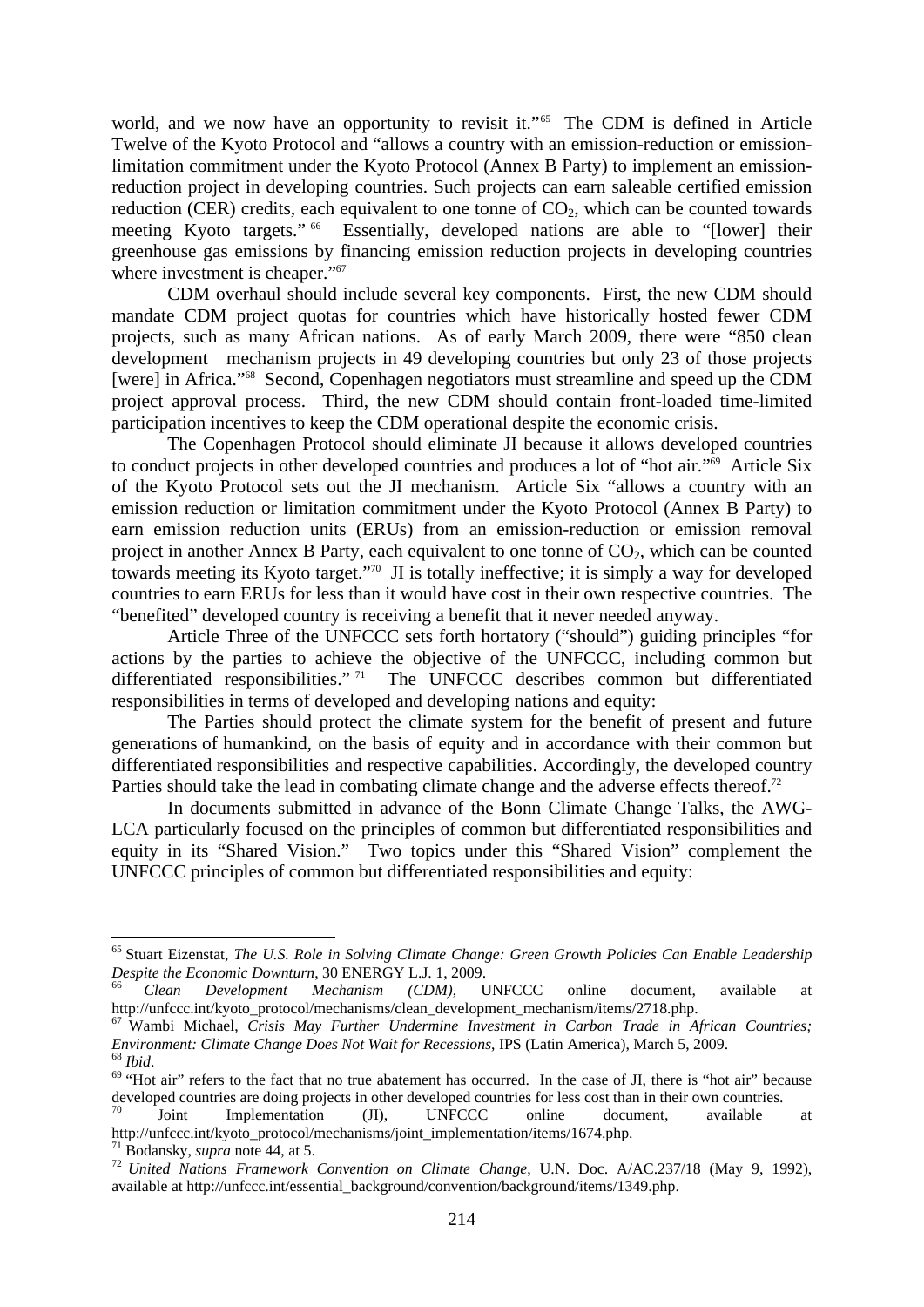world, and we now have an opportunity to revisit it."[65] The CDM is defined in Article Twelve of the Kyoto Protocol and "allows a country with an emission-reduction or emission-limitation commitment under the Kyoto Protocol (Annex B Party) to implement an emission-reduction project in developing countries. Such projects can earn saleable certified emission reduction (CER) credits, each equivalent to one tonne of $CO_2$, which can be counted towards meeting Kyoto targets."[66] Essentially, developed nations are able to "[lower] their greenhouse gas emissions by financing emission reduction projects in developing countries where investment is cheaper."[67]

CDM overhaul should include several key components. First, the new CDM should mandate CDM project quotas for countries which have historically hosted fewer CDM projects, such as many African nations. As of early March 2009, there were "850 clean development mechanism projects in 49 developing countries but only 23 of those projects [were] in Africa."[68] Second, Copenhagen negotiators must streamline and speed up the CDM project approval process. Third, the new CDM should contain front-loaded time-limited participation incentives to keep the CDM operational despite the economic crisis.

The Copenhagen Protocol should eliminate JI because it allows developed countries to conduct projects in other developed countries and produces a lot of "hot air."[69] Article Six of the Kyoto Protocol sets out the JI mechanism. Article Six "allows a country with an emission reduction or limitation commitment under the Kyoto Protocol (Annex B Party) to earn emission reduction units (ERUs) from an emission-reduction or emission removal project in another Annex B Party, each equivalent to one tonne of $CO_2$, which can be counted towards meeting its Kyoto target."[70] JI is totally ineffective; it is simply a way for developed countries to earn ERUs for less than it would have cost in their own respective countries. The "benefited" developed country is receiving a benefit that it never needed anyway.

Article Three of the UNFCCC sets forth hortatory ("should") guiding principles "for actions by the parties to achieve the objective of the UNFCCC, including common but differentiated responsibilities."[71] The UNFCCC describes common but differentiated responsibilities in terms of developed and developing nations and equity:

> The Parties should protect the climate system for the benefit of present and future generations of humankind, on the basis of equity and in accordance with their common but differentiated responsibilities and respective capabilities. Accordingly, the developed country Parties should take the lead in combating climate change and the adverse effects thereof.[72]

In documents submitted in advance of the Bonn Climate Change Talks, the AWG-LCA particularly focused on the principles of common but differentiated responsibilities and equity in its "Shared Vision." Two topics under this "Shared Vision" complement the UNFCCC principles of common but differentiated responsibilities and equity:

---

[65] Stuart Eizenstat, *The U.S. Role in Solving Climate Change: Green Growth Policies Can Enable Leadership Despite the Economic Downturn*, 30 ENERGY L.J. 1, 2009.

[66] *Clean Development Mechanism (CDM)*, UNFCCC online document, available at http://unfccc.int/kyoto_protocol/mechanisms/clean_development_mechanism/items/2718.php.

[67] Wambi Michael, *Crisis May Further Undermine Investment in Carbon Trade in African Countries; Environment: Climate Change Does Not Wait for Recessions*, IPS (Latin America), March 5, 2009.

[68] *Ibid*.

[69] "Hot air" refers to the fact that no true abatement has occurred. In the case of JI, there is "hot air" because developed countries are doing projects in other developed countries for less cost than in their own countries.

[70] Joint Implementation (JI), UNFCCC online document, available at http://unfccc.int/kyoto_protocol/mechanisms/joint_implementation/items/1674.php.

[71] Bodansky, *supra* note 44, at 5.

[72] *United Nations Framework Convention on Climate Change*, U.N. Doc. A/AC.237/18 (May 9, 1992), available at http://unfccc.int/essential_background/convention/background/items/1349.php.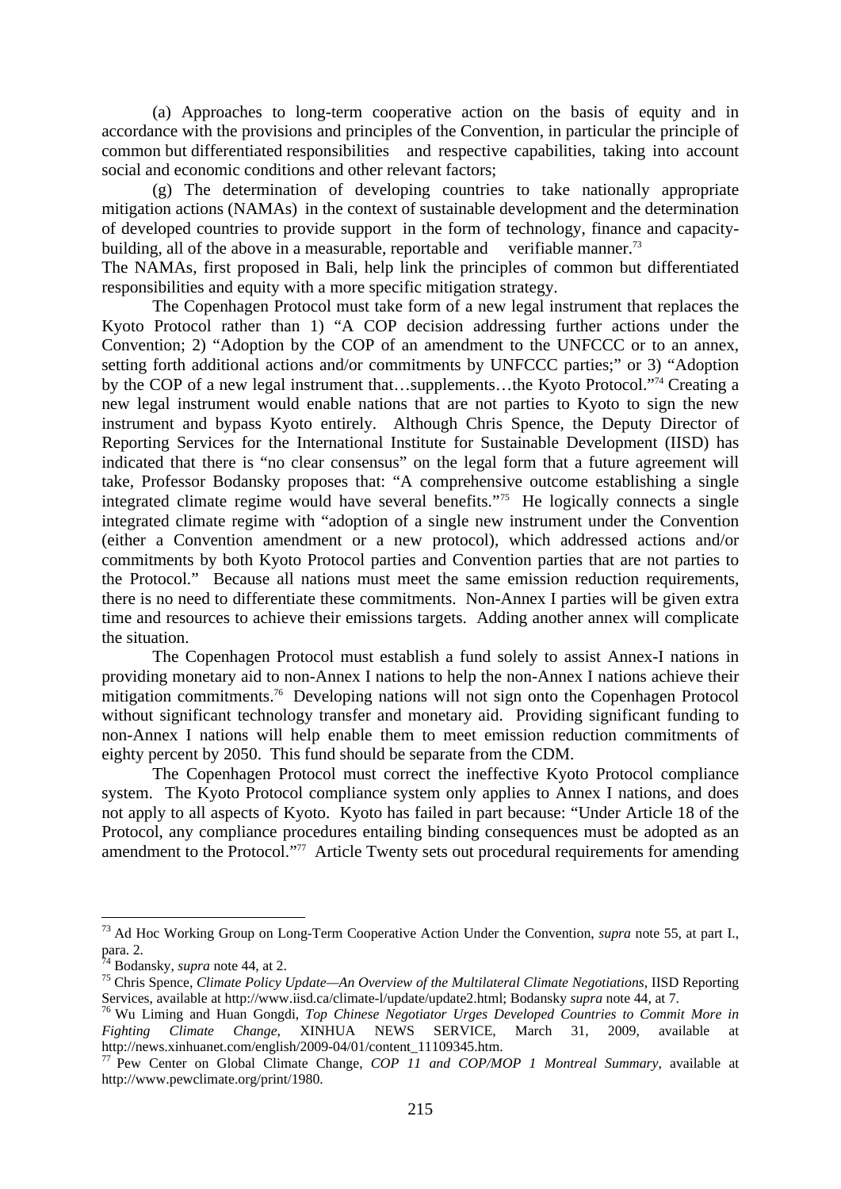(a) Approaches to long-term cooperative action on the basis of equity and in accordance with the provisions and principles of the Convention, in particular the principle of common but differentiated responsibilities and respective capabilities, taking into account social and economic conditions and other relevant factors;

(g) The determination of developing countries to take nationally appropriate mitigation actions (NAMAs) in the context of sustainable development and the determination of developed countries to provide support in the form of technology, finance and capacity-building, all of the above in a measurable, reportable and verifiable manner.[73]

The NAMAs, first proposed in Bali, help link the principles of common but differentiated responsibilities and equity with a more specific mitigation strategy.

The Copenhagen Protocol must take form of a new legal instrument that replaces the Kyoto Protocol rather than 1) "A COP decision addressing further actions under the Convention; 2) "Adoption by the COP of an amendment to the UNFCCC or to an annex, setting forth additional actions and/or commitments by UNFCCC parties;" or 3) "Adoption by the COP of a new legal instrument that…supplements…the Kyoto Protocol."[74] Creating a new legal instrument would enable nations that are not parties to Kyoto to sign the new instrument and bypass Kyoto entirely. Although Chris Spence, the Deputy Director of Reporting Services for the International Institute for Sustainable Development (IISD) has indicated that there is "no clear consensus" on the legal form that a future agreement will take, Professor Bodansky proposes that: "A comprehensive outcome establishing a single integrated climate regime would have several benefits."[75] He logically connects a single integrated climate regime with "adoption of a single new instrument under the Convention (either a Convention amendment or a new protocol), which addressed actions and/or commitments by both Kyoto Protocol parties and Convention parties that are not parties to the Protocol." Because all nations must meet the same emission reduction requirements, there is no need to differentiate these commitments. Non-Annex I parties will be given extra time and resources to achieve their emissions targets. Adding another annex will complicate the situation.

The Copenhagen Protocol must establish a fund solely to assist Annex-I nations in providing monetary aid to non-Annex I nations to help the non-Annex I nations achieve their mitigation commitments.[76] Developing nations will not sign onto the Copenhagen Protocol without significant technology transfer and monetary aid. Providing significant funding to non-Annex I nations will help enable them to meet emission reduction commitments of eighty percent by 2050. This fund should be separate from the CDM.

The Copenhagen Protocol must correct the ineffective Kyoto Protocol compliance system. The Kyoto Protocol compliance system only applies to Annex I nations, and does not apply to all aspects of Kyoto. Kyoto has failed in part because: "Under Article 18 of the Protocol, any compliance procedures entailing binding consequences must be adopted as an amendment to the Protocol."[77] Article Twenty sets out procedural requirements for amending

---

[73] Ad Hoc Working Group on Long-Term Cooperative Action Under the Convention, *supra* note 55, at part I., para. 2.

[74] Bodansky, *supra* note 44, at 2.

[75] Chris Spence, *Climate Policy Update—An Overview of the Multilateral Climate Negotiations*, IISD Reporting Services, available at http://www.iisd.ca/climate-l/update/update2.html; Bodansky *supra* note 44, at 7.

[76] Wu Liming and Huan Gongdi, *Top Chinese Negotiator Urges Developed Countries to Commit More in Fighting Climate Change*, XINHUA NEWS SERVICE, March 31, 2009, available at http://news.xinhuanet.com/english/2009-04/01/content_11109345.htm.

[77] Pew Center on Global Climate Change, *COP 11 and COP/MOP 1 Montreal Summary*, available at http://www.pewclimate.org/print/1980.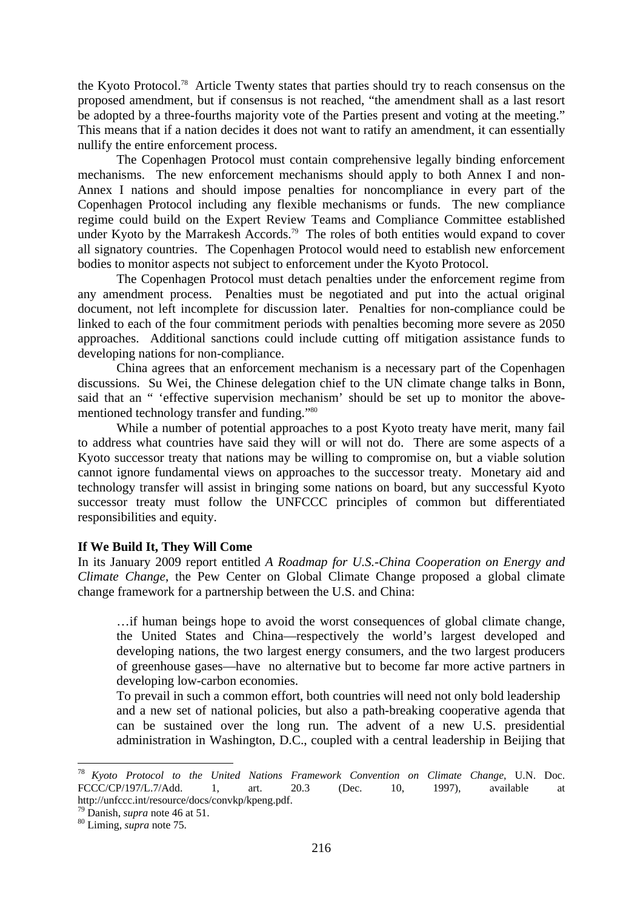the Kyoto Protocol.[78] Article Twenty states that parties should try to reach consensus on the proposed amendment, but if consensus is not reached, "the amendment shall as a last resort be adopted by a three-fourths majority vote of the Parties present and voting at the meeting." This means that if a nation decides it does not want to ratify an amendment, it can essentially nullify the entire enforcement process.

The Copenhagen Protocol must contain comprehensive legally binding enforcement mechanisms. The new enforcement mechanisms should apply to both Annex I and non-Annex I nations and should impose penalties for noncompliance in every part of the Copenhagen Protocol including any flexible mechanisms or funds. The new compliance regime could build on the Expert Review Teams and Compliance Committee established under Kyoto by the Marrakesh Accords.[79] The roles of both entities would expand to cover all signatory countries. The Copenhagen Protocol would need to establish new enforcement bodies to monitor aspects not subject to enforcement under the Kyoto Protocol.

The Copenhagen Protocol must detach penalties under the enforcement regime from any amendment process. Penalties must be negotiated and put into the actual original document, not left incomplete for discussion later. Penalties for non-compliance could be linked to each of the four commitment periods with penalties becoming more severe as 2050 approaches. Additional sanctions could include cutting off mitigation assistance funds to developing nations for non-compliance.

China agrees that an enforcement mechanism is a necessary part of the Copenhagen discussions. Su Wei, the Chinese delegation chief to the UN climate change talks in Bonn, said that an " 'effective supervision mechanism' should be set up to monitor the above-mentioned technology transfer and funding."[80]

While a number of potential approaches to a post Kyoto treaty have merit, many fail to address what countries have said they will or will not do. There are some aspects of a Kyoto successor treaty that nations may be willing to compromise on, but a viable solution cannot ignore fundamental views on approaches to the successor treaty. Monetary aid and technology transfer will assist in bringing some nations on board, but any successful Kyoto successor treaty must follow the UNFCCC principles of common but differentiated responsibilities and equity.

**If We Build It, They Will Come**

In its January 2009 report entitled *A Roadmap for U.S.-China Cooperation on Energy and Climate Change*, the Pew Center on Global Climate Change proposed a global climate change framework for a partnership between the U.S. and China:

> …if human beings hope to avoid the worst consequences of global climate change, the United States and China—respectively the world's largest developed and developing nations, the two largest energy consumers, and the two largest producers of greenhouse gases—have no alternative but to become far more active partners in developing low-carbon economies.
>
> To prevail in such a common effort, both countries will need not only bold leadership and a new set of national policies, but also a path-breaking cooperative agenda that can be sustained over the long run. The advent of a new U.S. presidential administration in Washington, D.C., coupled with a central leadership in Beijing that

---

[78] *Kyoto Protocol to the United Nations Framework Convention on Climate Change*, U.N. Doc. FCCC/CP/197/L.7/Add. 1, art. 20.3 (Dec. 10, 1997), available at http://unfccc.int/resource/docs/convkp/kpeng.pdf.

[79] Danish, *supra* note 46 at 51.

[80] Liming, *supra* note 75.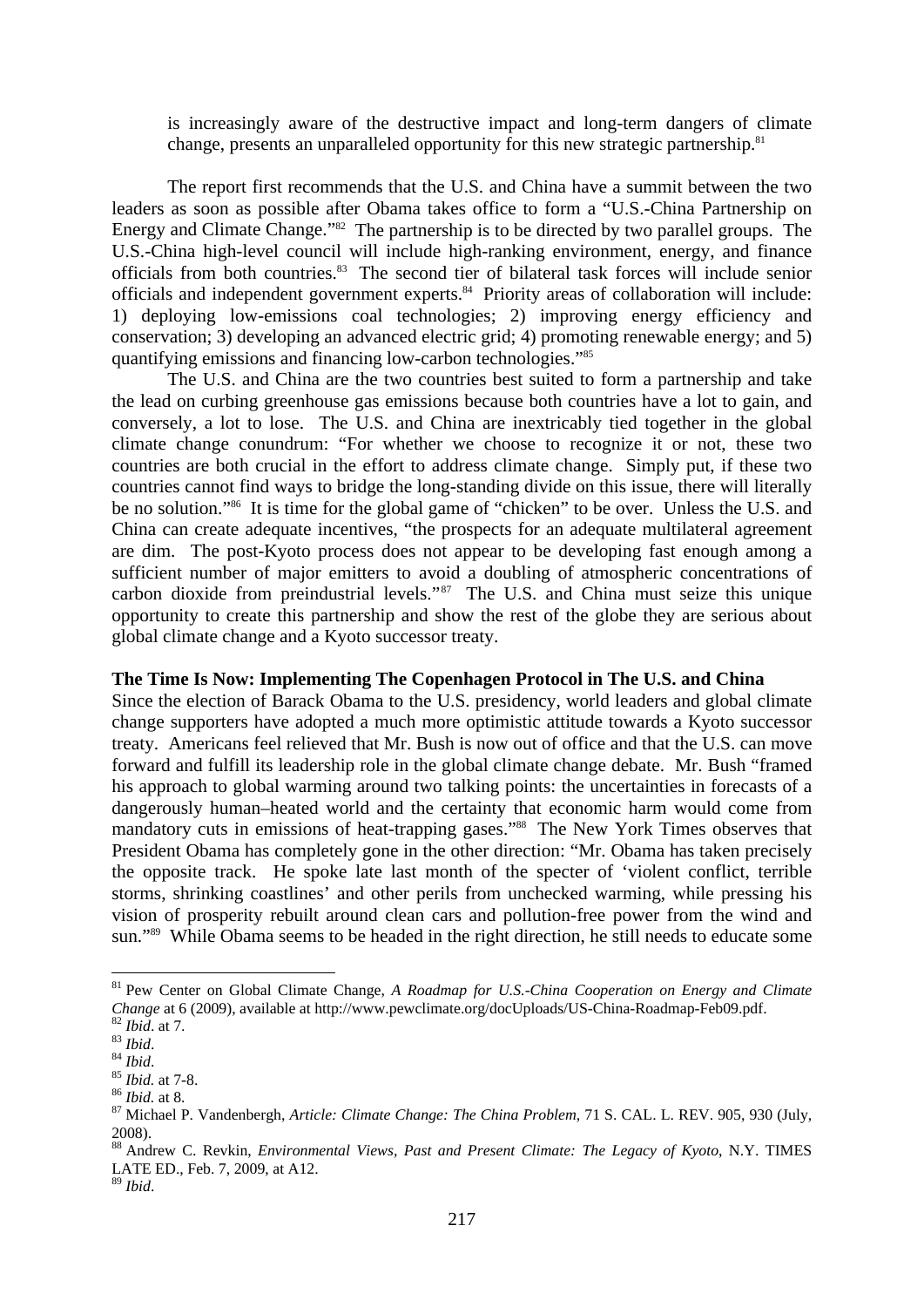is increasingly aware of the destructive impact and long-term dangers of climate change, presents an unparalleled opportunity for this new strategic partnership.[81]

The report first recommends that the U.S. and China have a summit between the two leaders as soon as possible after Obama takes office to form a "U.S.-China Partnership on Energy and Climate Change."[82] The partnership is to be directed by two parallel groups. The U.S.-China high-level council will include high-ranking environment, energy, and finance officials from both countries.[83] The second tier of bilateral task forces will include senior officials and independent government experts.[84] Priority areas of collaboration will include: 1) deploying low-emissions coal technologies; 2) improving energy efficiency and conservation; 3) developing an advanced electric grid; 4) promoting renewable energy; and 5) quantifying emissions and financing low-carbon technologies."[85]

The U.S. and China are the two countries best suited to form a partnership and take the lead on curbing greenhouse gas emissions because both countries have a lot to gain, and conversely, a lot to lose. The U.S. and China are inextricably tied together in the global climate change conundrum: "For whether we choose to recognize it or not, these two countries are both crucial in the effort to address climate change. Simply put, if these two countries cannot find ways to bridge the long-standing divide on this issue, there will literally be no solution."[86] It is time for the global game of "chicken" to be over. Unless the U.S. and China can create adequate incentives, "the prospects for an adequate multilateral agreement are dim. The post-Kyoto process does not appear to be developing fast enough among a sufficient number of major emitters to avoid a doubling of atmospheric concentrations of carbon dioxide from preindustrial levels."[87] The U.S. and China must seize this unique opportunity to create this partnership and show the rest of the globe they are serious about global climate change and a Kyoto successor treaty.

**The Time Is Now: Implementing The Copenhagen Protocol in The U.S. and China**

Since the election of Barack Obama to the U.S. presidency, world leaders and global climate change supporters have adopted a much more optimistic attitude towards a Kyoto successor treaty. Americans feel relieved that Mr. Bush is now out of office and that the U.S. can move forward and fulfill its leadership role in the global climate change debate. Mr. Bush "framed his approach to global warming around two talking points: the uncertainties in forecasts of a dangerously human–heated world and the certainty that economic harm would come from mandatory cuts in emissions of heat-trapping gases."[88] The New York Times observes that President Obama has completely gone in the other direction: "Mr. Obama has taken precisely the opposite track. He spoke late last month of the specter of 'violent conflict, terrible storms, shrinking coastlines' and other perils from unchecked warming, while pressing his vision of prosperity rebuilt around clean cars and pollution-free power from the wind and sun."[89] While Obama seems to be headed in the right direction, he still needs to educate some

---

[81] Pew Center on Global Climate Change, *A Roadmap for U.S.-China Cooperation on Energy and Climate Change* at 6 (2009), available at http://www.pewclimate.org/docUploads/US-China-Roadmap-Feb09.pdf.
[82] *Ibid*. at 7.
[83] *Ibid*.
[84] *Ibid*.
[85] *Ibid.* at 7-8.
[86] *Ibid.* at 8.
[87] Michael P. Vandenbergh, *Article: Climate Change: The China Problem*, 71 S. CAL. L. REV. 905, 930 (July, 2008).
[88] Andrew C. Revkin, *Environmental Views, Past and Present Climate: The Legacy of Kyoto*, N.Y. TIMES LATE ED., Feb. 7, 2009, at A12.
[89] *Ibid*.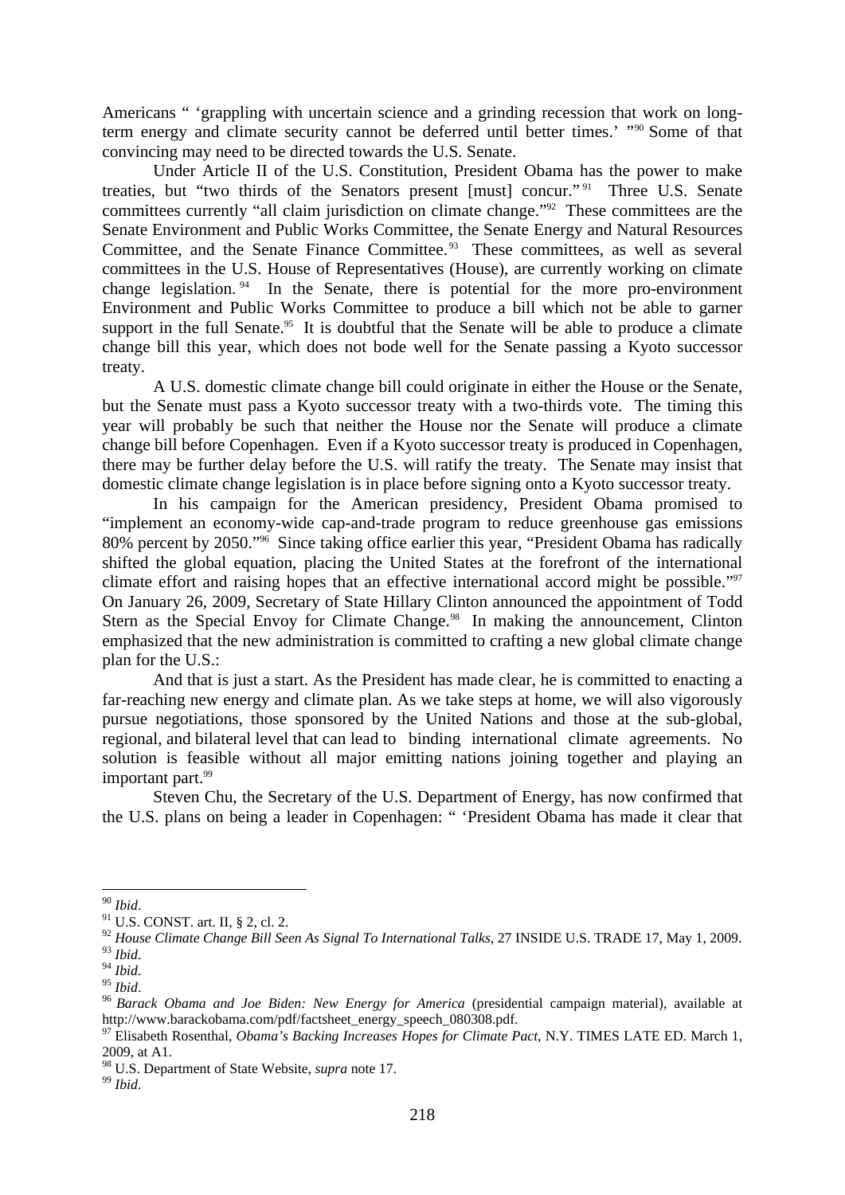Americans " 'grappling with uncertain science and a grinding recession that work on long-term energy and climate security cannot be deferred until better times.' "[90] Some of that convincing may need to be directed towards the U.S. Senate.

Under Article II of the U.S. Constitution, President Obama has the power to make treaties, but "two thirds of the Senators present [must] concur."[91] Three U.S. Senate committees currently "all claim jurisdiction on climate change."[92] These committees are the Senate Environment and Public Works Committee, the Senate Energy and Natural Resources Committee, and the Senate Finance Committee.[93] These committees, as well as several committees in the U.S. House of Representatives (House), are currently working on climate change legislation.[94] In the Senate, there is potential for the more pro-environment Environment and Public Works Committee to produce a bill which not be able to garner support in the full Senate.[95] It is doubtful that the Senate will be able to produce a climate change bill this year, which does not bode well for the Senate passing a Kyoto successor treaty.

A U.S. domestic climate change bill could originate in either the House or the Senate, but the Senate must pass a Kyoto successor treaty with a two-thirds vote. The timing this year will probably be such that neither the House nor the Senate will produce a climate change bill before Copenhagen. Even if a Kyoto successor treaty is produced in Copenhagen, there may be further delay before the U.S. will ratify the treaty. The Senate may insist that domestic climate change legislation is in place before signing onto a Kyoto successor treaty.

In his campaign for the American presidency, President Obama promised to "implement an economy-wide cap-and-trade program to reduce greenhouse gas emissions 80% percent by 2050."[96] Since taking office earlier this year, "President Obama has radically shifted the global equation, placing the United States at the forefront of the international climate effort and raising hopes that an effective international accord might be possible."[97] On January 26, 2009, Secretary of State Hillary Clinton announced the appointment of Todd Stern as the Special Envoy for Climate Change.[98] In making the announcement, Clinton emphasized that the new administration is committed to crafting a new global climate change plan for the U.S.:

And that is just a start. As the President has made clear, he is committed to enacting a far-reaching new energy and climate plan. As we take steps at home, we will also vigorously pursue negotiations, those sponsored by the United Nations and those at the sub-global, regional, and bilateral level that can lead to binding international climate agreements. No solution is feasible without all major emitting nations joining together and playing an important part.[99]

Steven Chu, the Secretary of the U.S. Department of Energy, has now confirmed that the U.S. plans on being a leader in Copenhagen: " 'President Obama has made it clear that

---

[90] *Ibid*.

[91] U.S. CONST. art. II, § 2, cl. 2.

[92] *House Climate Change Bill Seen As Signal To International Talks*, 27 INSIDE U.S. TRADE 17, May 1, 2009.

[93] *Ibid*.

[94] *Ibid*.

[95] *Ibid*.

[96] *Barack Obama and Joe Biden: New Energy for America* (presidential campaign material), available at http://www.barackobama.com/pdf/factsheet_energy_speech_080308.pdf.

[97] Elisabeth Rosenthal, *Obama's Backing Increases Hopes for Climate Pact*, N.Y. TIMES LATE ED. March 1, 2009, at A1.

[98] U.S. Department of State Website, *supra* note 17.

[99] *Ibid*.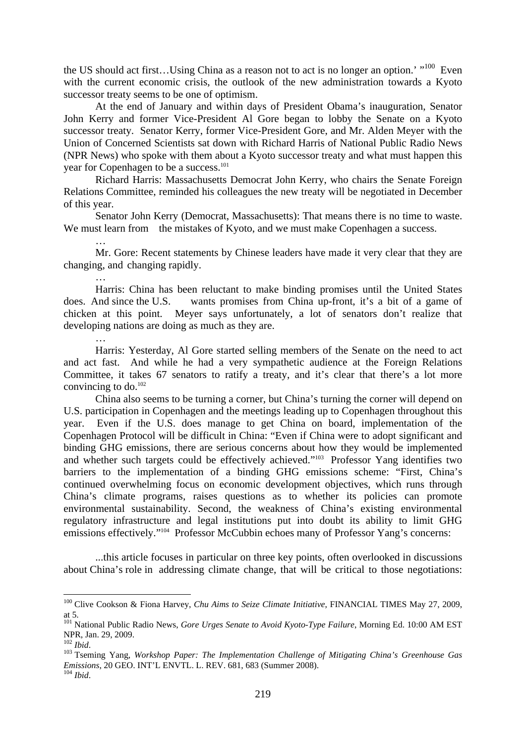the US should act first…Using China as a reason not to act is no longer an option.' "[100] Even with the current economic crisis, the outlook of the new administration towards a Kyoto successor treaty seems to be one of optimism.

At the end of January and within days of President Obama's inauguration, Senator John Kerry and former Vice-President Al Gore began to lobby the Senate on a Kyoto successor treaty. Senator Kerry, former Vice-President Gore, and Mr. Alden Meyer with the Union of Concerned Scientists sat down with Richard Harris of National Public Radio News (NPR News) who spoke with them about a Kyoto successor treaty and what must happen this year for Copenhagen to be a success.[101]

> Richard Harris: Massachusetts Democrat John Kerry, who chairs the Senate Foreign Relations Committee, reminded his colleagues the new treaty will be negotiated in December of this year.
>
> Senator John Kerry (Democrat, Massachusetts): That means there is no time to waste. We must learn from the mistakes of Kyoto, and we must make Copenhagen a success.
>
> …
>
> Mr. Gore: Recent statements by Chinese leaders have made it very clear that they are changing, and changing rapidly.
>
> …
>
> Harris: China has been reluctant to make binding promises until the United States does. And since the U.S. wants promises from China up-front, it's a bit of a game of chicken at this point. Meyer says unfortunately, a lot of senators don't realize that developing nations are doing as much as they are.
>
> …
>
> Harris: Yesterday, Al Gore started selling members of the Senate on the need to act and act fast. And while he had a very sympathetic audience at the Foreign Relations Committee, it takes 67 senators to ratify a treaty, and it's clear that there's a lot more convincing to do.[102]

China also seems to be turning a corner, but China's turning the corner will depend on U.S. participation in Copenhagen and the meetings leading up to Copenhagen throughout this year. Even if the U.S. does manage to get China on board, implementation of the Copenhagen Protocol will be difficult in China: "Even if China were to adopt significant and binding GHG emissions, there are serious concerns about how they would be implemented and whether such targets could be effectively achieved."[103] Professor Yang identifies two barriers to the implementation of a binding GHG emissions scheme: "First, China's continued overwhelming focus on economic development objectives, which runs through China's climate programs, raises questions as to whether its policies can promote environmental sustainability. Second, the weakness of China's existing environmental regulatory infrastructure and legal institutions put into doubt its ability to limit GHG emissions effectively."[104] Professor McCubbin echoes many of Professor Yang's concerns:

> ...this article focuses in particular on three key points, often overlooked in discussions about China's role in addressing climate change, that will be critical to those negotiations:

---

[100] Clive Cookson & Fiona Harvey, *Chu Aims to Seize Climate Initiative*, FINANCIAL TIMES May 27, 2009, at 5.

[101] National Public Radio News, *Gore Urges Senate to Avoid Kyoto-Type Failure*, Morning Ed. 10:00 AM EST NPR, Jan. 29, 2009.

[102] *Ibid*.

[103] Tseming Yang, *Workshop Paper: The Implementation Challenge of Mitigating China's Greenhouse Gas Emissions*, 20 GEO. INT'L ENVTL. L. REV. 681, 683 (Summer 2008).

[104] *Ibid*.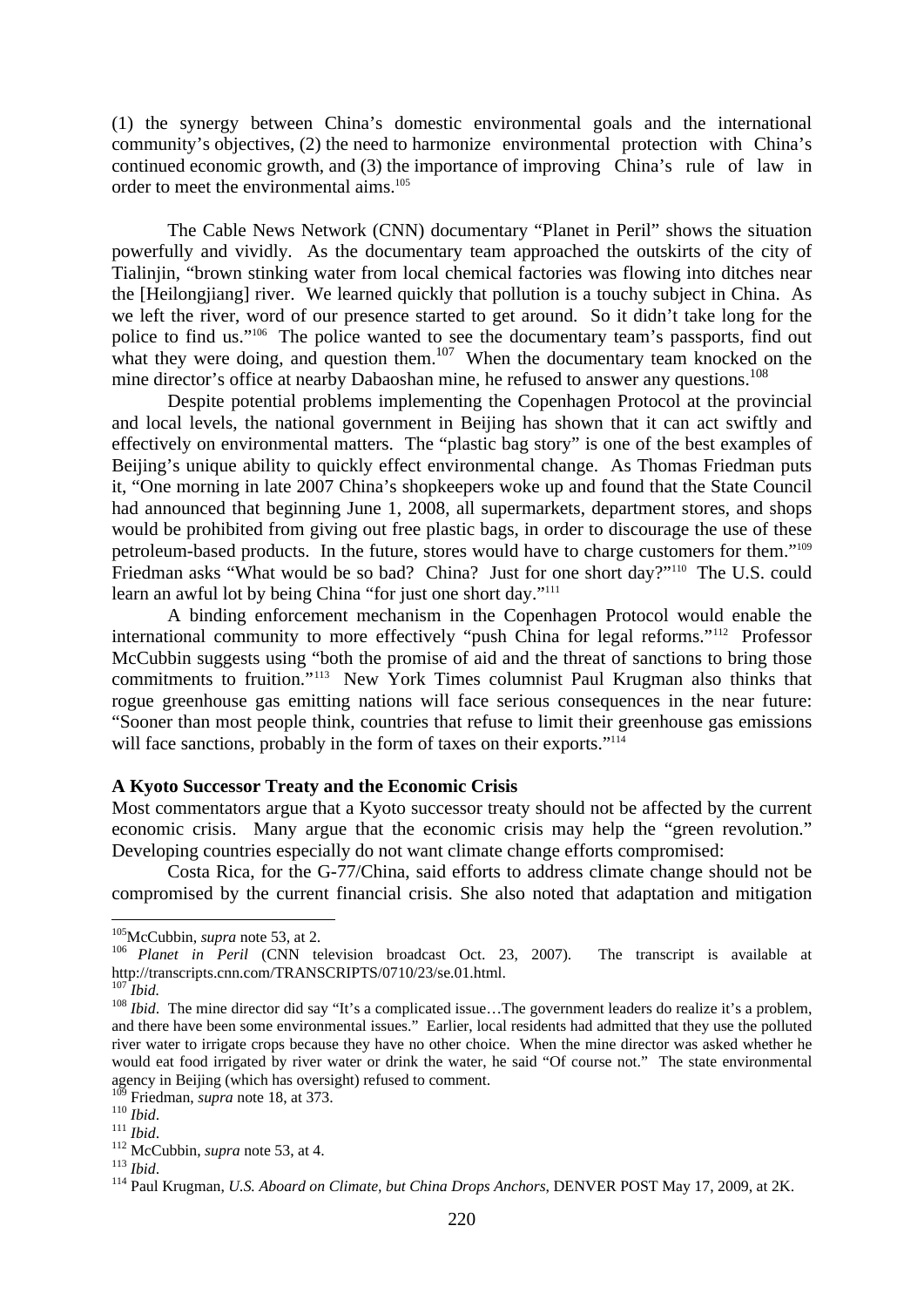(1) the synergy between China's domestic environmental goals and the international community's objectives, (2) the need to harmonize environmental protection with China's continued economic growth, and (3) the importance of improving China's rule of law in order to meet the environmental aims.[105]

The Cable News Network (CNN) documentary "Planet in Peril" shows the situation powerfully and vividly. As the documentary team approached the outskirts of the city of Tialinjin, "brown stinking water from local chemical factories was flowing into ditches near the [Heilongjiang] river. We learned quickly that pollution is a touchy subject in China. As we left the river, word of our presence started to get around. So it didn't take long for the police to find us."[106] The police wanted to see the documentary team's passports, find out what they were doing, and question them.[107] When the documentary team knocked on the mine director's office at nearby Dabaoshan mine, he refused to answer any questions.[108]

Despite potential problems implementing the Copenhagen Protocol at the provincial and local levels, the national government in Beijing has shown that it can act swiftly and effectively on environmental matters. The "plastic bag story" is one of the best examples of Beijing's unique ability to quickly effect environmental change. As Thomas Friedman puts it, "One morning in late 2007 China's shopkeepers woke up and found that the State Council had announced that beginning June 1, 2008, all supermarkets, department stores, and shops would be prohibited from giving out free plastic bags, in order to discourage the use of these petroleum-based products. In the future, stores would have to charge customers for them."[109] Friedman asks "What would be so bad? China? Just for one short day?"[110] The U.S. could learn an awful lot by being China "for just one short day."[111]

A binding enforcement mechanism in the Copenhagen Protocol would enable the international community to more effectively "push China for legal reforms."[112] Professor McCubbin suggests using "both the promise of aid and the threat of sanctions to bring those commitments to fruition."[113] New York Times columnist Paul Krugman also thinks that rogue greenhouse gas emitting nations will face serious consequences in the near future: "Sooner than most people think, countries that refuse to limit their greenhouse gas emissions will face sanctions, probably in the form of taxes on their exports."[114]

**A Kyoto Successor Treaty and the Economic Crisis**

Most commentators argue that a Kyoto successor treaty should not be affected by the current economic crisis. Many argue that the economic crisis may help the "green revolution." Developing countries especially do not want climate change efforts compromised:

Costa Rica, for the G-77/China, said efforts to address climate change should not be compromised by the current financial crisis. She also noted that adaptation and mitigation

---

[105] McCubbin, *supra* note 53, at 2.

[106] *Planet in Peril* (CNN television broadcast Oct. 23, 2007). The transcript is available at http://transcripts.cnn.com/TRANSCRIPTS/0710/23/se.01.html.

[107] *Ibid.*

[108] *Ibid*. The mine director did say "It's a complicated issue…The government leaders do realize it's a problem, and there have been some environmental issues." Earlier, local residents had admitted that they use the polluted river water to irrigate crops because they have no other choice. When the mine director was asked whether he would eat food irrigated by river water or drink the water, he said "Of course not." The state environmental agency in Beijing (which has oversight) refused to comment.

[109] Friedman, *supra* note 18, at 373.

[110] *Ibid*.

[111] *Ibid*.

[112] McCubbin, *supra* note 53, at 4.

[113] *Ibid*.

[114] Paul Krugman, *U.S. Aboard on Climate, but China Drops Anchors*, DENVER POST May 17, 2009, at 2K.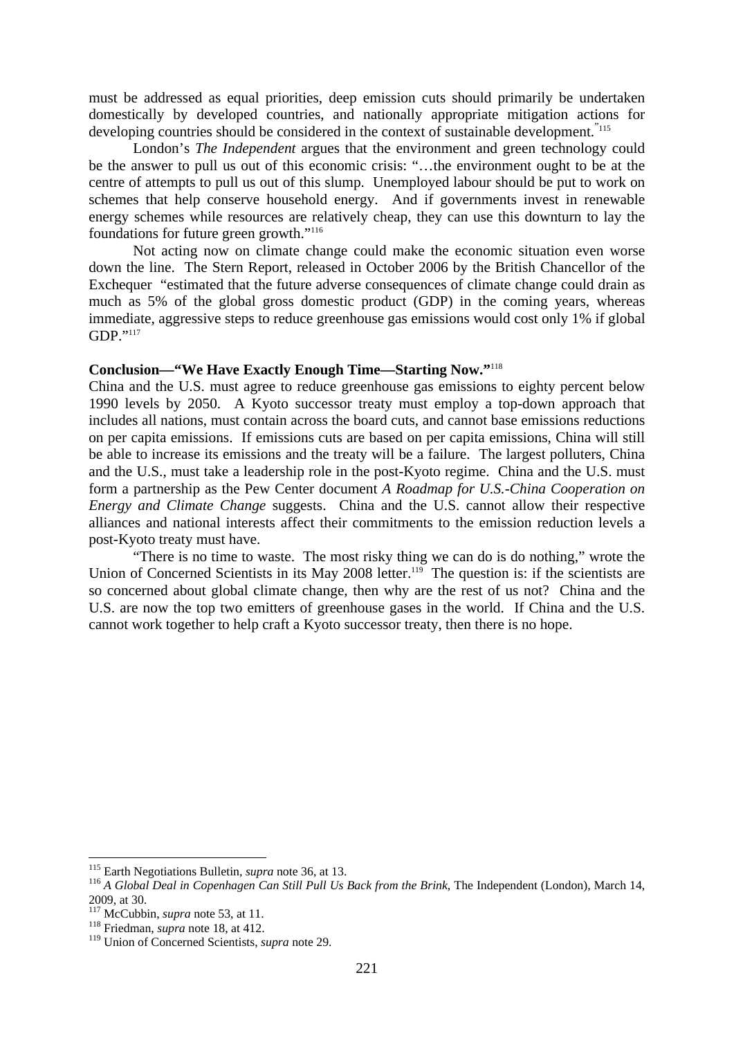must be addressed as equal priorities, deep emission cuts should primarily be undertaken domestically by developed countries, and nationally appropriate mitigation actions for developing countries should be considered in the context of sustainable development."[115]

London's *The Independent* argues that the environment and green technology could be the answer to pull us out of this economic crisis: "…the environment ought to be at the centre of attempts to pull us out of this slump. Unemployed labour should be put to work on schemes that help conserve household energy. And if governments invest in renewable energy schemes while resources are relatively cheap, they can use this downturn to lay the foundations for future green growth."[116]

Not acting now on climate change could make the economic situation even worse down the line. The Stern Report, released in October 2006 by the British Chancellor of the Exchequer "estimated that the future adverse consequences of climate change could drain as much as 5% of the global gross domestic product (GDP) in the coming years, whereas immediate, aggressive steps to reduce greenhouse gas emissions would cost only 1% if global GDP."[117]

**Conclusion—"We Have Exactly Enough Time—Starting Now."**[118]

China and the U.S. must agree to reduce greenhouse gas emissions to eighty percent below 1990 levels by 2050. A Kyoto successor treaty must employ a top-down approach that includes all nations, must contain across the board cuts, and cannot base emissions reductions on per capita emissions. If emissions cuts are based on per capita emissions, China will still be able to increase its emissions and the treaty will be a failure. The largest polluters, China and the U.S., must take a leadership role in the post-Kyoto regime. China and the U.S. must form a partnership as the Pew Center document *A Roadmap for U.S.-China Cooperation on Energy and Climate Change* suggests. China and the U.S. cannot allow their respective alliances and national interests affect their commitments to the emission reduction levels a post-Kyoto treaty must have.

"There is no time to waste. The most risky thing we can do is do nothing," wrote the Union of Concerned Scientists in its May 2008 letter.[119] The question is: if the scientists are so concerned about global climate change, then why are the rest of us not? China and the U.S. are now the top two emitters of greenhouse gases in the world. If China and the U.S. cannot work together to help craft a Kyoto successor treaty, then there is no hope.

---

[115] Earth Negotiations Bulletin, *supra* note 36, at 13.

[116] *A Global Deal in Copenhagen Can Still Pull Us Back from the Brink*, The Independent (London), March 14, 2009, at 30.

[117] McCubbin, *supra* note 53, at 11.

[118] Friedman, *supra* note 18, at 412.

[119] Union of Concerned Scientists, *supra* note 29.